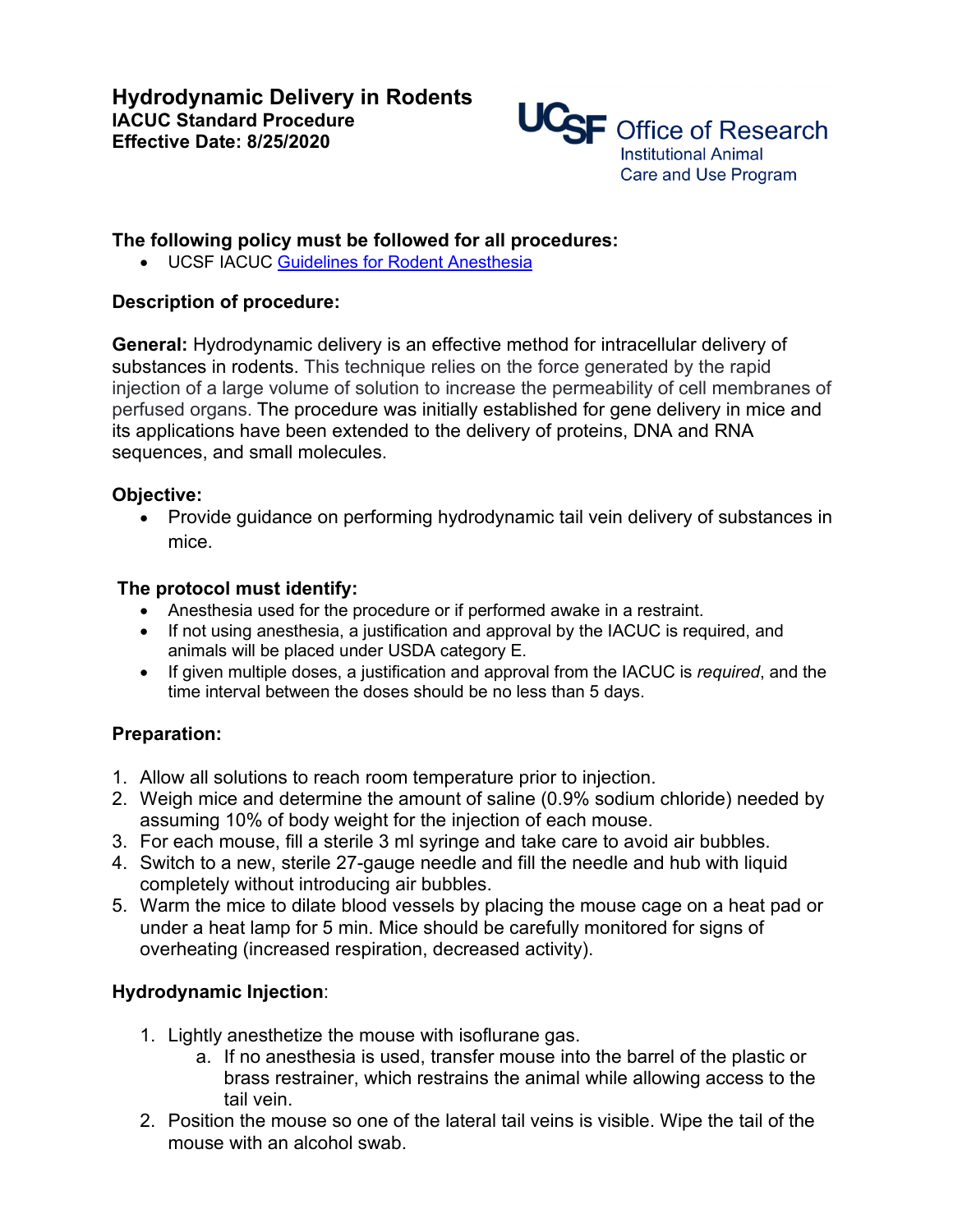# Hydrodynamic Delivery in Rodents

**IACUC Standard Procedure**
**Effective Date: 8/25/2020**

UCSF Office of Research
Institutional Animal Care and Use Program

### The following policy must be followed for all procedures:

- UCSF IACUC Guidelines for Rodent Anesthesia

### Description of procedure:

**General:** Hydrodynamic delivery is an effective method for intracellular delivery of substances in rodents. This technique relies on the force generated by the rapid injection of a large volume of solution to increase the permeability of cell membranes of perfused organs. The procedure was initially established for gene delivery in mice and its applications have been extended to the delivery of proteins, DNA and RNA sequences, and small molecules.

### Objective:

- Provide guidance on performing hydrodynamic tail vein delivery of substances in mice.

### The protocol must identify:

- Anesthesia used for the procedure or if performed awake in a restraint.
- If not using anesthesia, a justification and approval by the IACUC is required, and animals will be placed under USDA category E.
- If given multiple doses, a justification and approval from the IACUC is *required*, and the time interval between the doses should be no less than 5 days.

### Preparation:

1. Allow all solutions to reach room temperature prior to injection.
2. Weigh mice and determine the amount of saline (0.9% sodium chloride) needed by assuming 10% of body weight for the injection of each mouse.
3. For each mouse, fill a sterile 3 ml syringe and take care to avoid air bubbles.
4. Switch to a new, sterile 27-gauge needle and fill the needle and hub with liquid completely without introducing air bubbles.
5. Warm the mice to dilate blood vessels by placing the mouse cage on a heat pad or under a heat lamp for 5 min. Mice should be carefully monitored for signs of overheating (increased respiration, decreased activity).

### Hydrodynamic Injection:

1. Lightly anesthetize the mouse with isoflurane gas.
   a. If no anesthesia is used, transfer mouse into the barrel of the plastic or brass restrainer, which restrains the animal while allowing access to the tail vein.
2. Position the mouse so one of the lateral tail veins is visible. Wipe the tail of the mouse with an alcohol swab.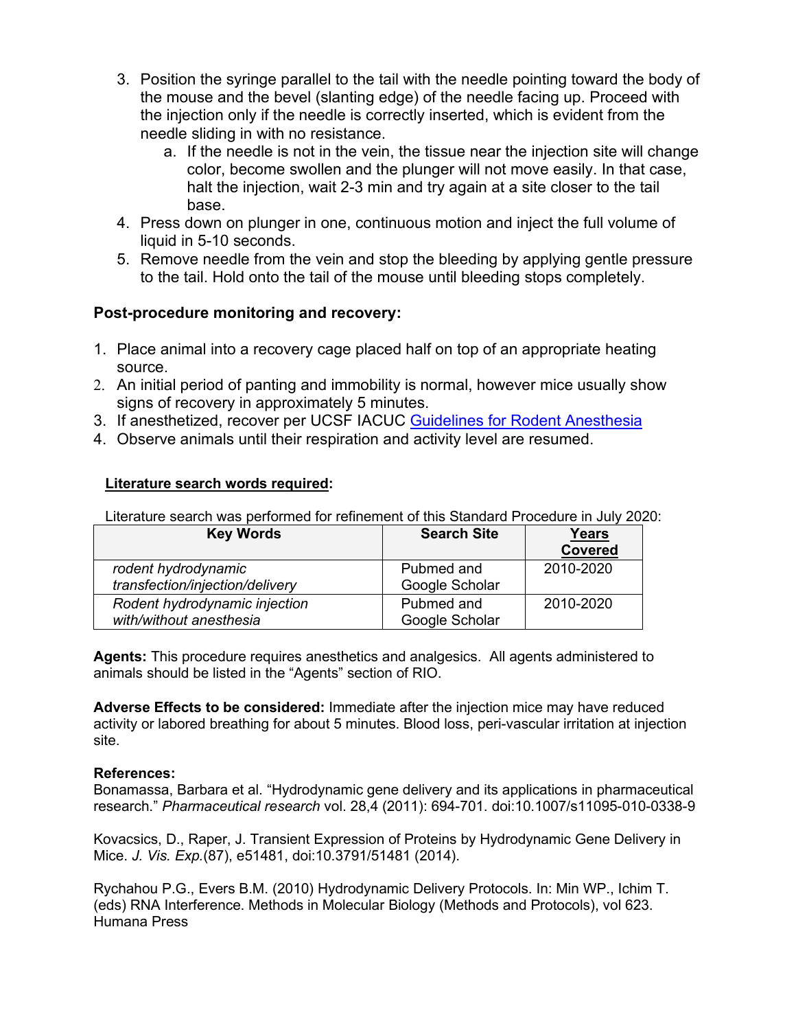3. Position the syringe parallel to the tail with the needle pointing toward the body of the mouse and the bevel (slanting edge) of the needle facing up. Proceed with the injection only if the needle is correctly inserted, which is evident from the needle sliding in with no resistance.
    a. If the needle is not in the vein, the tissue near the injection site will change color, become swollen and the plunger will not move easily. In that case, halt the injection, wait 2-3 min and try again at a site closer to the tail base.
4. Press down on plunger in one, continuous motion and inject the full volume of liquid in 5-10 seconds.
5. Remove needle from the vein and stop the bleeding by applying gentle pressure to the tail. Hold onto the tail of the mouse until bleeding stops completely.

**Post-procedure monitoring and recovery:**

1. Place animal into a recovery cage placed half on top of an appropriate heating source.
2. An initial period of panting and immobility is normal, however mice usually show signs of recovery in approximately 5 minutes.
3. If anesthetized, recover per UCSF IACUC Guidelines for Rodent Anesthesia
4. Observe animals until their respiration and activity level are resumed.

**Literature search words required:**

Literature search was performed for refinement of this Standard Procedure in July 2020:

| Key Words | Search Site | Years Covered |
|---|---|---|
| *rodent hydrodynamic transfection/injection/delivery* | Pubmed and Google Scholar | 2010-2020 |
| *Rodent hydrodynamic injection with/without anesthesia* | Pubmed and Google Scholar | 2010-2020 |

**Agents:** This procedure requires anesthetics and analgesics. All agents administered to animals should be listed in the "Agents" section of RIO.

**Adverse Effects to be considered:** Immediate after the injection mice may have reduced activity or labored breathing for about 5 minutes. Blood loss, peri-vascular irritation at injection site.

**References:**

Bonamassa, Barbara et al. "Hydrodynamic gene delivery and its applications in pharmaceutical research." *Pharmaceutical research* vol. 28,4 (2011): 694-701. doi:10.1007/s11095-010-0338-9

Kovacsics, D., Raper, J. Transient Expression of Proteins by Hydrodynamic Gene Delivery in Mice. *J. Vis. Exp.*(87), e51481, doi:10.3791/51481 (2014).

Rychahou P.G., Evers B.M. (2010) Hydrodynamic Delivery Protocols. In: Min WP., Ichim T. (eds) RNA Interference. Methods in Molecular Biology (Methods and Protocols), vol 623. Humana Press